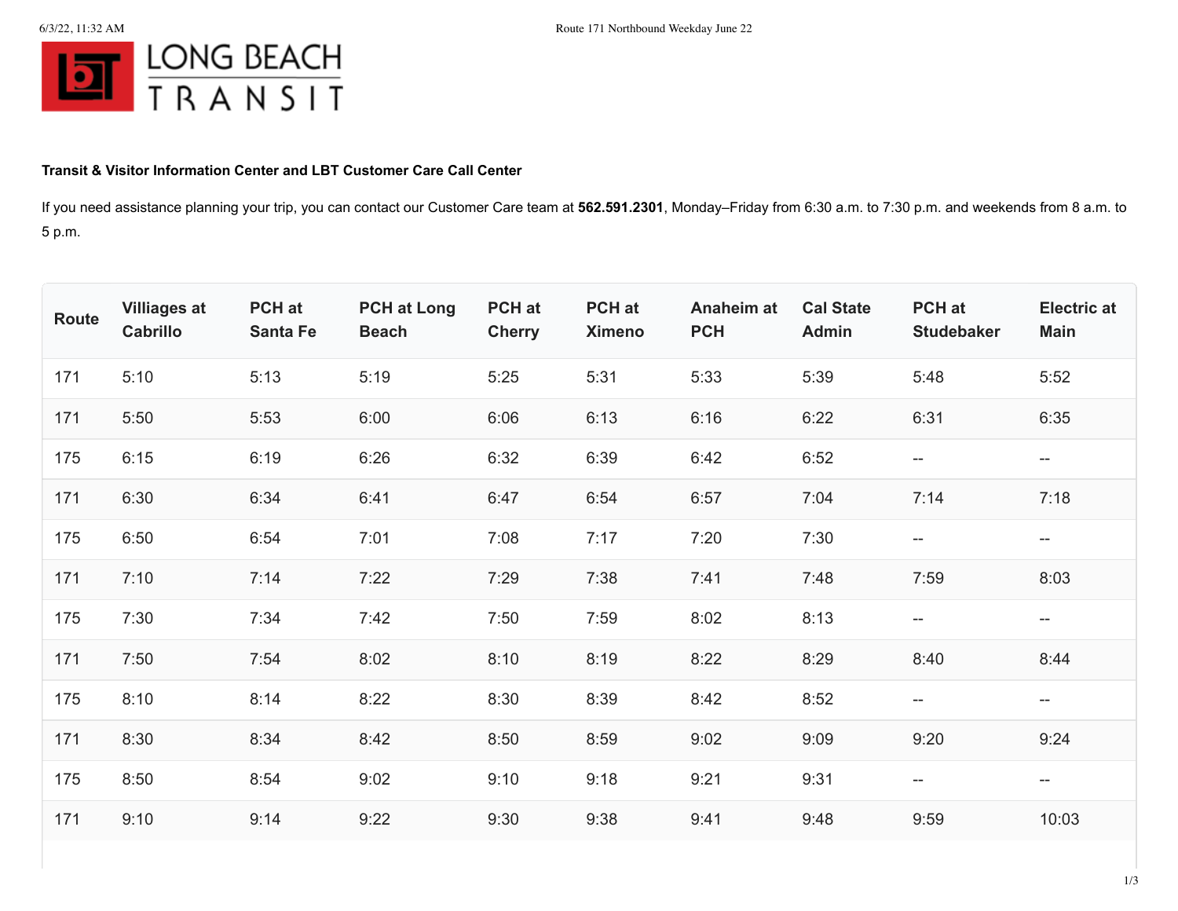LONG BEACH TRANSIT

**Transit & Visitor Information Center and LBT Customer Care Call Center**

If you need assistance planning your trip, you can contact our Customer Care team at **562.591.2301**, Monday–Friday from 6:30 a.m. to 7:30 p.m. and weekends from 8 a.m. to 5 p.m.

| Route | Villiages at Cabrillo | PCH at Santa Fe | PCH at Long Beach | PCH at Cherry | PCH at Ximeno | Anaheim at PCH | Cal State Admin | PCH at Studebaker | Electric at Main |
|---|---|---|---|---|---|---|---|---|---|
| 171 | 5:10 | 5:13 | 5:19 | 5:25 | 5:31 | 5:33 | 5:39 | 5:48 | 5:52 |
| 171 | 5:50 | 5:53 | 6:00 | 6:06 | 6:13 | 6:16 | 6:22 | 6:31 | 6:35 |
| 175 | 6:15 | 6:19 | 6:26 | 6:32 | 6:39 | 6:42 | 6:52 | -- | -- |
| 171 | 6:30 | 6:34 | 6:41 | 6:47 | 6:54 | 6:57 | 7:04 | 7:14 | 7:18 |
| 175 | 6:50 | 6:54 | 7:01 | 7:08 | 7:17 | 7:20 | 7:30 | -- | -- |
| 171 | 7:10 | 7:14 | 7:22 | 7:29 | 7:38 | 7:41 | 7:48 | 7:59 | 8:03 |
| 175 | 7:30 | 7:34 | 7:42 | 7:50 | 7:59 | 8:02 | 8:13 | -- | -- |
| 171 | 7:50 | 7:54 | 8:02 | 8:10 | 8:19 | 8:22 | 8:29 | 8:40 | 8:44 |
| 175 | 8:10 | 8:14 | 8:22 | 8:30 | 8:39 | 8:42 | 8:52 | -- | -- |
| 171 | 8:30 | 8:34 | 8:42 | 8:50 | 8:59 | 9:02 | 9:09 | 9:20 | 9:24 |
| 175 | 8:50 | 8:54 | 9:02 | 9:10 | 9:18 | 9:21 | 9:31 | -- | -- |
| 171 | 9:10 | 9:14 | 9:22 | 9:30 | 9:38 | 9:41 | 9:48 | 9:59 | 10:03 |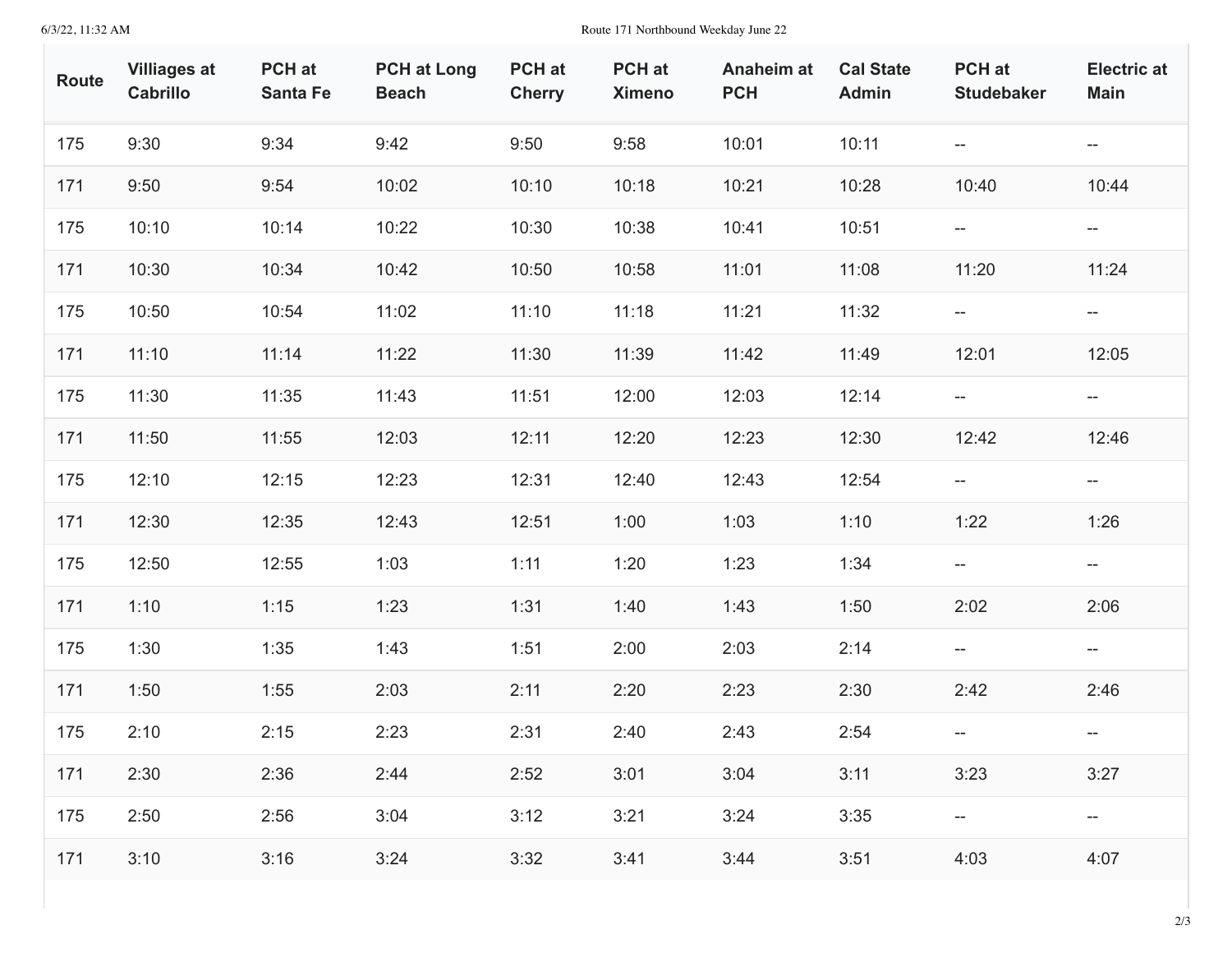| Route | Villiages at Cabrillo | PCH at Santa Fe | PCH at Long Beach | PCH at Cherry | PCH at Ximeno | Anaheim at PCH | Cal State Admin | PCH at Studebaker | Electric at Main |
|---|---|---|---|---|---|---|---|---|---|
| 175 | 9:30 | 9:34 | 9:42 | 9:50 | 9:58 | 10:01 | 10:11 | -- | -- |
| 171 | 9:50 | 9:54 | 10:02 | 10:10 | 10:18 | 10:21 | 10:28 | 10:40 | 10:44 |
| 175 | 10:10 | 10:14 | 10:22 | 10:30 | 10:38 | 10:41 | 10:51 | -- | -- |
| 171 | 10:30 | 10:34 | 10:42 | 10:50 | 10:58 | 11:01 | 11:08 | 11:20 | 11:24 |
| 175 | 10:50 | 10:54 | 11:02 | 11:10 | 11:18 | 11:21 | 11:32 | -- | -- |
| 171 | 11:10 | 11:14 | 11:22 | 11:30 | 11:39 | 11:42 | 11:49 | 12:01 | 12:05 |
| 175 | 11:30 | 11:35 | 11:43 | 11:51 | 12:00 | 12:03 | 12:14 | -- | -- |
| 171 | 11:50 | 11:55 | 12:03 | 12:11 | 12:20 | 12:23 | 12:30 | 12:42 | 12:46 |
| 175 | 12:10 | 12:15 | 12:23 | 12:31 | 12:40 | 12:43 | 12:54 | -- | -- |
| 171 | 12:30 | 12:35 | 12:43 | 12:51 | 1:00 | 1:03 | 1:10 | 1:22 | 1:26 |
| 175 | 12:50 | 12:55 | 1:03 | 1:11 | 1:20 | 1:23 | 1:34 | -- | -- |
| 171 | 1:10 | 1:15 | 1:23 | 1:31 | 1:40 | 1:43 | 1:50 | 2:02 | 2:06 |
| 175 | 1:30 | 1:35 | 1:43 | 1:51 | 2:00 | 2:03 | 2:14 | -- | -- |
| 171 | 1:50 | 1:55 | 2:03 | 2:11 | 2:20 | 2:23 | 2:30 | 2:42 | 2:46 |
| 175 | 2:10 | 2:15 | 2:23 | 2:31 | 2:40 | 2:43 | 2:54 | -- | -- |
| 171 | 2:30 | 2:36 | 2:44 | 2:52 | 3:01 | 3:04 | 3:11 | 3:23 | 3:27 |
| 175 | 2:50 | 2:56 | 3:04 | 3:12 | 3:21 | 3:24 | 3:35 | -- | -- |
| 171 | 3:10 | 3:16 | 3:24 | 3:32 | 3:41 | 3:44 | 3:51 | 4:03 | 4:07 |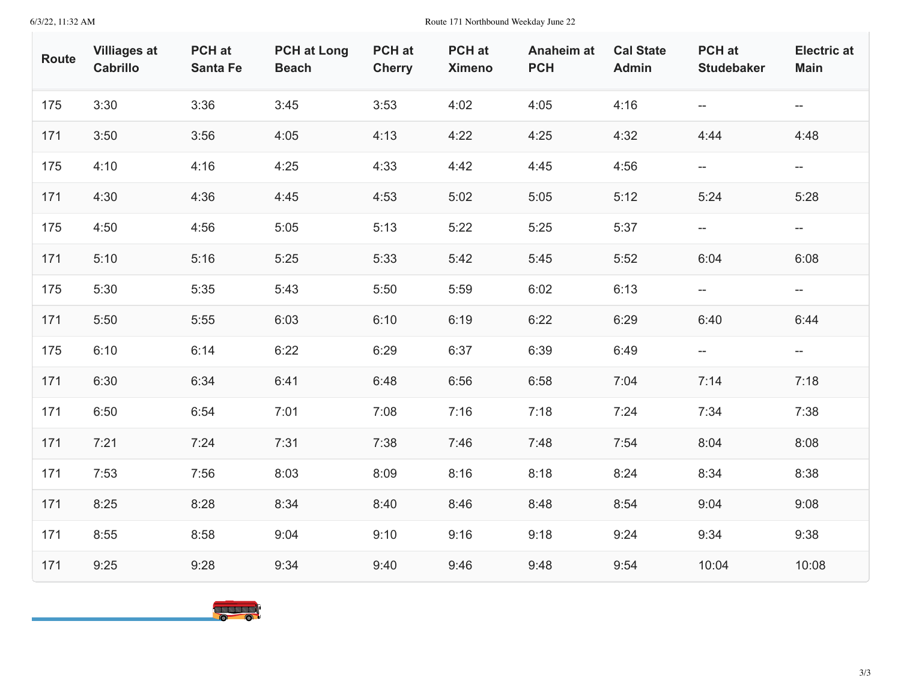| Route | Villiages at Cabrillo | PCH at Santa Fe | PCH at Long Beach | PCH at Cherry | PCH at Ximeno | Anaheim at PCH | Cal State Admin | PCH at Studebaker | Electric at Main |
|---|---|---|---|---|---|---|---|---|---|
| 175 | 3:30 | 3:36 | 3:45 | 3:53 | 4:02 | 4:05 | 4:16 | -- | -- |
| 171 | 3:50 | 3:56 | 4:05 | 4:13 | 4:22 | 4:25 | 4:32 | 4:44 | 4:48 |
| 175 | 4:10 | 4:16 | 4:25 | 4:33 | 4:42 | 4:45 | 4:56 | -- | -- |
| 171 | 4:30 | 4:36 | 4:45 | 4:53 | 5:02 | 5:05 | 5:12 | 5:24 | 5:28 |
| 175 | 4:50 | 4:56 | 5:05 | 5:13 | 5:22 | 5:25 | 5:37 | -- | -- |
| 171 | 5:10 | 5:16 | 5:25 | 5:33 | 5:42 | 5:45 | 5:52 | 6:04 | 6:08 |
| 175 | 5:30 | 5:35 | 5:43 | 5:50 | 5:59 | 6:02 | 6:13 | -- | -- |
| 171 | 5:50 | 5:55 | 6:03 | 6:10 | 6:19 | 6:22 | 6:29 | 6:40 | 6:44 |
| 175 | 6:10 | 6:14 | 6:22 | 6:29 | 6:37 | 6:39 | 6:49 | -- | -- |
| 171 | 6:30 | 6:34 | 6:41 | 6:48 | 6:56 | 6:58 | 7:04 | 7:14 | 7:18 |
| 171 | 6:50 | 6:54 | 7:01 | 7:08 | 7:16 | 7:18 | 7:24 | 7:34 | 7:38 |
| 171 | 7:21 | 7:24 | 7:31 | 7:38 | 7:46 | 7:48 | 7:54 | 8:04 | 8:08 |
| 171 | 7:53 | 7:56 | 8:03 | 8:09 | 8:16 | 8:18 | 8:24 | 8:34 | 8:38 |
| 171 | 8:25 | 8:28 | 8:34 | 8:40 | 8:46 | 8:48 | 8:54 | 9:04 | 9:08 |
| 171 | 8:55 | 8:58 | 9:04 | 9:10 | 9:16 | 9:18 | 9:24 | 9:34 | 9:38 |
| 171 | 9:25 | 9:28 | 9:34 | 9:40 | 9:46 | 9:48 | 9:54 | 10:04 | 10:08 |